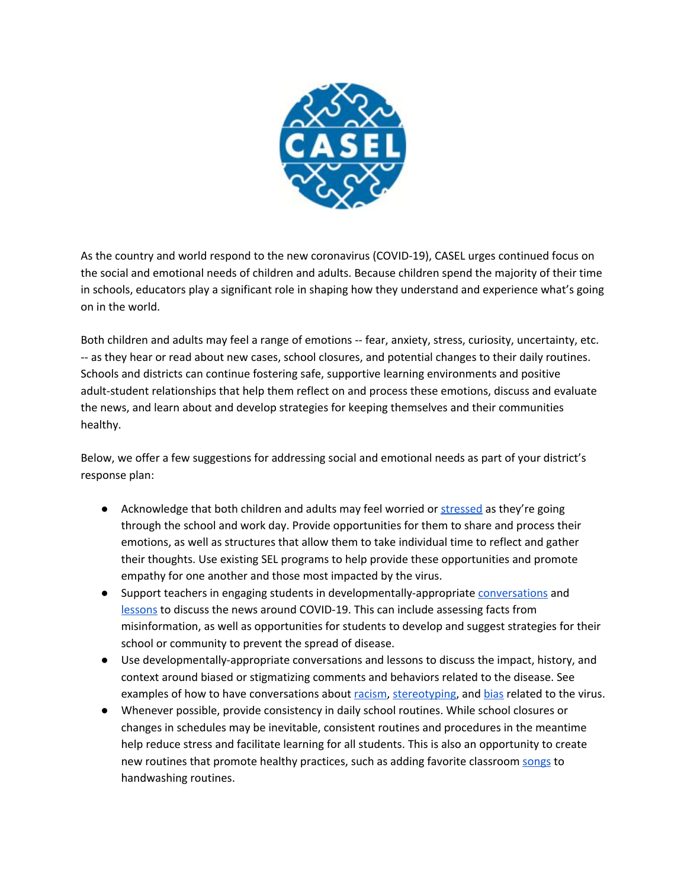As the country and world respond to the new coronavirus (COVID-19), CASEL urges continued focus on the social and emotional needs of children and adults. Because children spend the majority of their time in schools, educators play a significant role in shaping how they understand and experience what's going on in the world.

Both children and adults may feel a range of emotions -- fear, anxiety, stress, curiosity, uncertainty, etc. -- as they hear or read about new cases, school closures, and potential changes to their daily routines. Schools and districts can continue fostering safe, supportive learning environments and positive adult-student relationships that help them reflect on and process these emotions, discuss and evaluate the news, and learn about and develop strategies for keeping themselves and their communities healthy.

Below, we offer a few suggestions for addressing social and emotional needs as part of your district's response plan:

- Acknowledge that both children and adults may feel worried or stressed as they're going through the school and work day. Provide opportunities for them to share and process their emotions, as well as structures that allow them to take individual time to reflect and gather their thoughts. Use existing SEL programs to help provide these opportunities and promote empathy for one another and those most impacted by the virus.
- Support teachers in engaging students in developmentally-appropriate conversations and lessons to discuss the news around COVID-19. This can include assessing facts from misinformation, as well as opportunities for students to develop and suggest strategies for their school or community to prevent the spread of disease.
- Use developmentally-appropriate conversations and lessons to discuss the impact, history, and context around biased or stigmatizing comments and behaviors related to the disease. See examples of how to have conversations about racism, stereotyping, and bias related to the virus.
- Whenever possible, provide consistency in daily school routines. While school closures or changes in schedules may be inevitable, consistent routines and procedures in the meantime help reduce stress and facilitate learning for all students. This is also an opportunity to create new routines that promote healthy practices, such as adding favorite classroom songs to handwashing routines.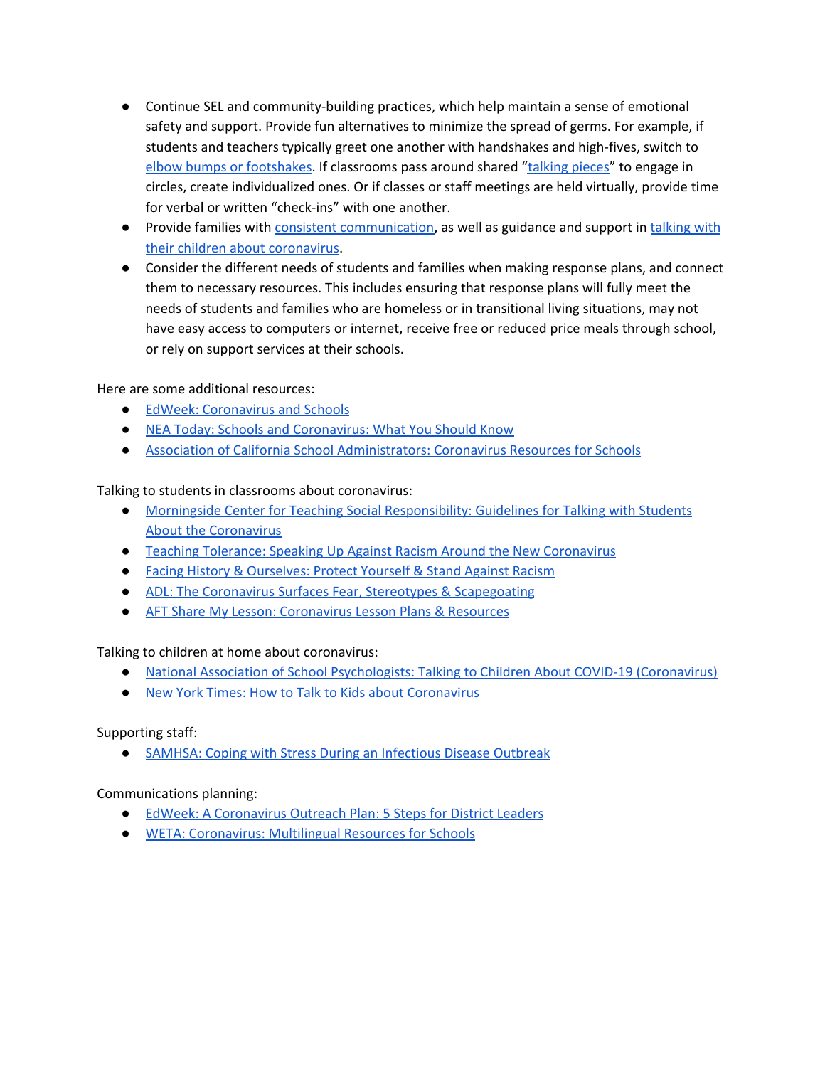- Continue SEL and community-building practices, which help maintain a sense of emotional safety and support. Provide fun alternatives to minimize the spread of germs. For example, if students and teachers typically greet one another with handshakes and high-fives, switch to elbow bumps or footshakes. If classrooms pass around shared "talking pieces" to engage in circles, create individualized ones. Or if classes or staff meetings are held virtually, provide time for verbal or written "check-ins" with one another.
- Provide families with consistent communication, as well as guidance and support in talking with their children about coronavirus.
- Consider the different needs of students and families when making response plans, and connect them to necessary resources. This includes ensuring that response plans will fully meet the needs of students and families who are homeless or in transitional living situations, may not have easy access to computers or internet, receive free or reduced price meals through school, or rely on support services at their schools.

Here are some additional resources:

- EdWeek: Coronavirus and Schools
- NEA Today: Schools and Coronavirus: What You Should Know
- Association of California School Administrators: Coronavirus Resources for Schools

Talking to students in classrooms about coronavirus:

- Morningside Center for Teaching Social Responsibility: Guidelines for Talking with Students About the Coronavirus
- Teaching Tolerance: Speaking Up Against Racism Around the New Coronavirus
- Facing History & Ourselves: Protect Yourself & Stand Against Racism
- ADL: The Coronavirus Surfaces Fear, Stereotypes & Scapegoating
- AFT Share My Lesson: Coronavirus Lesson Plans & Resources

Talking to children at home about coronavirus:

- National Association of School Psychologists: Talking to Children About COVID-19 (Coronavirus)
- New York Times: How to Talk to Kids about Coronavirus

Supporting staff:

- SAMHSA: Coping with Stress During an Infectious Disease Outbreak

Communications planning:

- EdWeek: A Coronavirus Outreach Plan: 5 Steps for District Leaders
- WETA: Coronavirus: Multilingual Resources for Schools